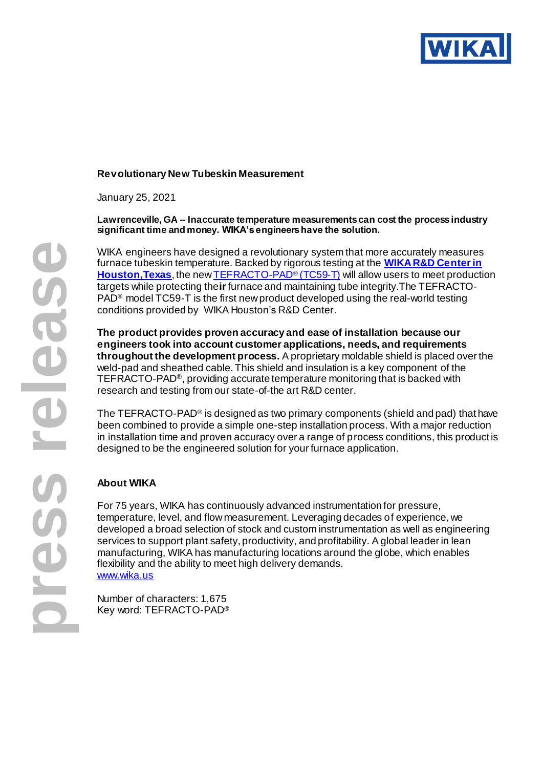WIKA

press release

**Revolutionary New Tubeskin Measurement**

January 25, 2021

**Lawrenceville, GA -- Inaccurate temperature measurements can cost the process industry significant time and money. WIKA's engineers have the solution.**

WIKA engineers have designed a revolutionary system that more accurately measures furnace tubeskin temperature. Backed by rigorous testing at the **WIKA R&D Center in Houston, Texas**, the new TEFRACTO-PAD® (TC59-T) will allow users to meet production targets while protecting their furnace and maintaining tube integrity. The TEFRACTO-PAD® model TC59-T is the first new product developed using the real-world testing conditions provided by WIKA Houston's R&D Center.

**The product provides proven accuracy and ease of installation because our engineers took into account customer applications, needs, and requirements throughout the development process.** A proprietary moldable shield is placed over the weld-pad and sheathed cable. This shield and insulation is a key component of the TEFRACTO-PAD®, providing accurate temperature monitoring that is backed with research and testing from our state-of-the art R&D center.

The TEFRACTO-PAD® is designed as two primary components (shield and pad) that have been combined to provide a simple one-step installation process. With a major reduction in installation time and proven accuracy over a range of process conditions, this product is designed to be the engineered solution for your furnace application.

**About WIKA**

For 75 years, WIKA has continuously advanced instrumentation for pressure, temperature, level, and flow measurement. Leveraging decades of experience, we developed a broad selection of stock and custom instrumentation as well as engineering services to support plant safety, productivity, and profitability. A global leader in lean manufacturing, WIKA has manufacturing locations around the globe, which enables flexibility and the ability to meet high delivery demands.
www.wika.us

Number of characters: 1,675
Key word: TEFRACTO-PAD®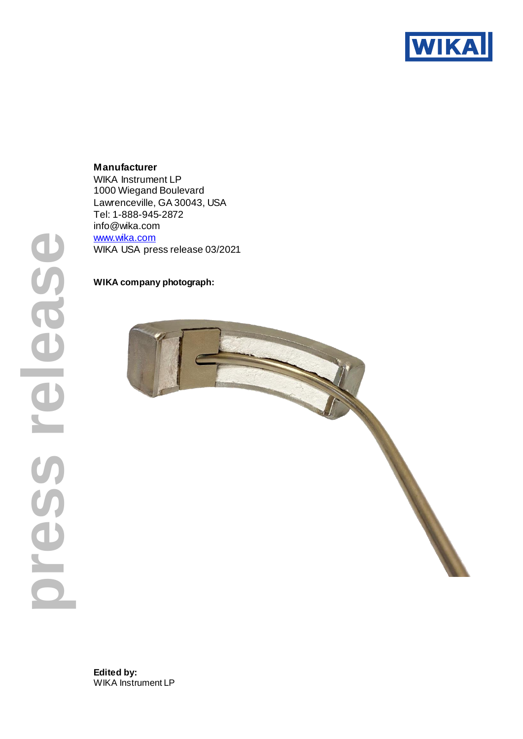**Manufacturer**
WIKA Instrument LP
1000 Wiegand Boulevard
Lawrenceville, GA 30043, USA
Tel: 1-888-945-2872
info@wika.com
www.wika.com
WIKA USA press release 03/2021

**WIKA company photograph:**

**Edited by:**
WIKA Instrument LP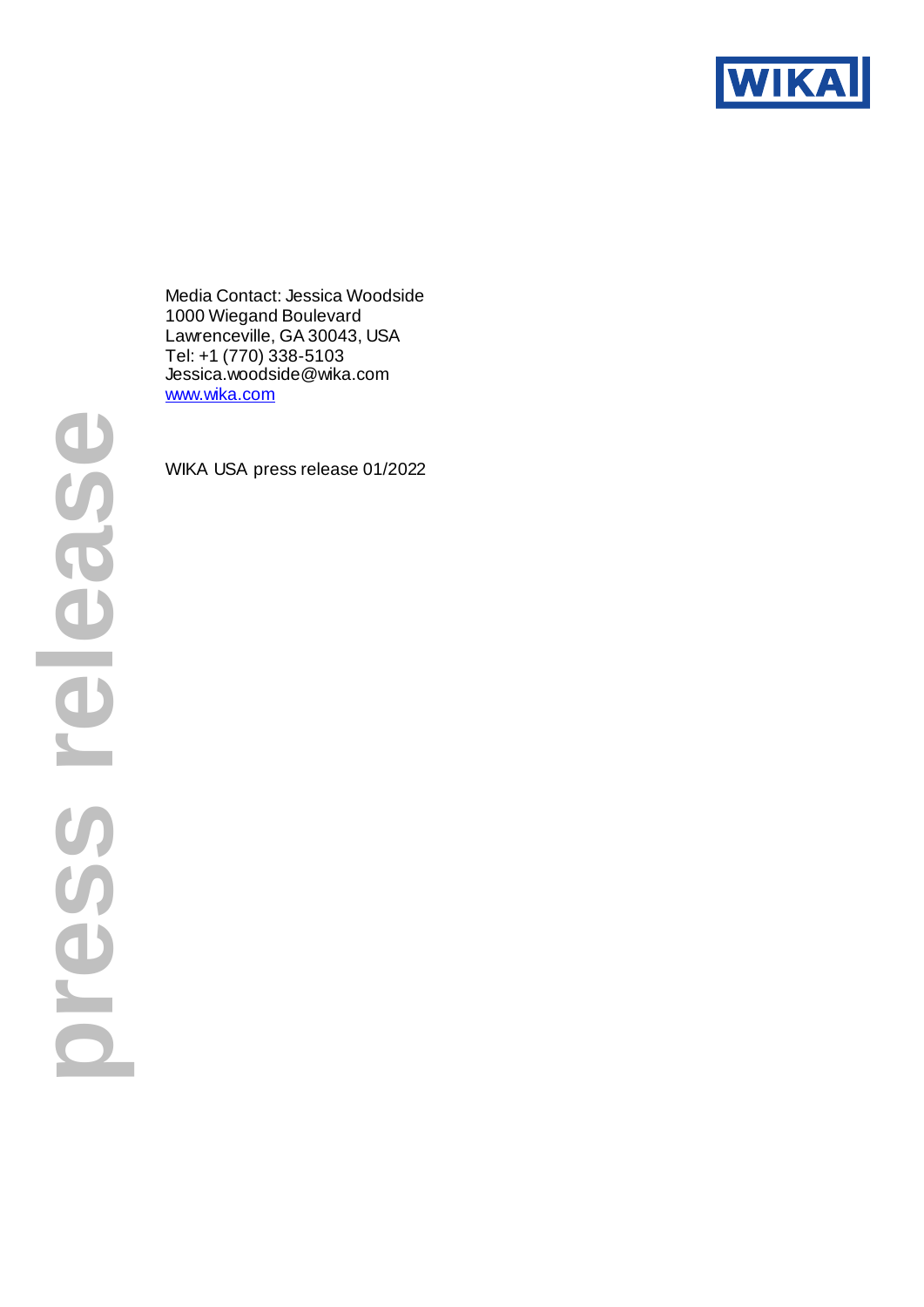Media Contact: Jessica Woodside
1000 Wiegand Boulevard
Lawrenceville, GA 30043, USA
Tel: +1 (770) 338-5103
Jessica.woodside@wika.com
www.wika.com

WIKA USA press release 01/2022